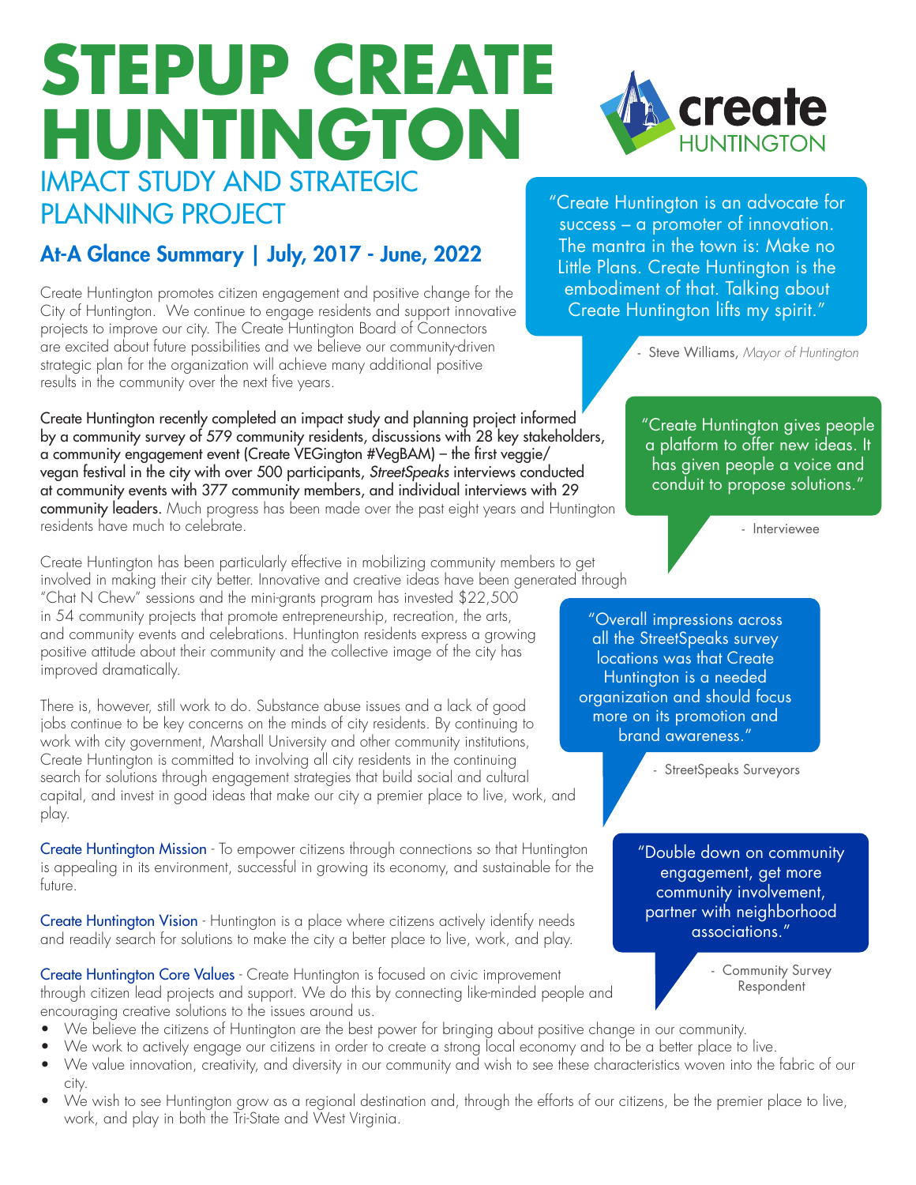# STEPUP CREATE HUNTINGTON

## IMPACT STUDY AND STRATEGIC PLANNING PROJECT

### At-A Glance Summary | July, 2017 - June, 2022

Create Huntington promotes citizen engagement and positive change for the City of Huntington. We continue to engage residents and support innovative projects to improve our city. The Create Huntington Board of Connectors are excited about future possibilities and we believe our community-driven strategic plan for the organization will achieve many additional positive results in the community over the next five years.

Create Huntington recently completed an impact study and planning project informed by a community survey of 579 community residents, discussions with 28 key stakeholders, a community engagement event (Create VEGington #VegBAM) – the first veggie/vegan festival in the city with over 500 participants, *StreetSpeaks* interviews conducted at community events with 377 community members, and individual interviews with 29 community leaders. Much progress has been made over the past eight years and Huntington residents have much to celebrate.

Create Huntington has been particularly effective in mobilizing community members to get involved in making their city better. Innovative and creative ideas have been generated through "Chat N Chew" sessions and the mini-grants program has invested $22,500 in 54 community projects that promote entrepreneurship, recreation, the arts, and community events and celebrations. Huntington residents express a growing positive attitude about their community and the collective image of the city has improved dramatically.

There is, however, still work to do. Substance abuse issues and a lack of good jobs continue to be key concerns on the minds of city residents. By continuing to work with city government, Marshall University and other community institutions, Create Huntington is committed to involving all city residents in the continuing search for solutions through engagement strategies that build social and cultural capital, and invest in good ideas that make our city a premier place to live, work, and play.

Create Huntington Mission - To empower citizens through connections so that Huntington is appealing in its environment, successful in growing its economy, and sustainable for the future.

Create Huntington Vision - Huntington is a place where citizens actively identify needs and readily search for solutions to make the city a better place to live, work, and play.

Create Huntington Core Values - Create Huntington is focused on civic improvement through citizen lead projects and support. We do this by connecting like-minded people and encouraging creative solutions to the issues around us.

- We believe the citizens of Huntington are the best power for bringing about positive change in our community.
- We work to actively engage our citizens in order to create a strong local economy and to be a better place to live.
- We value innovation, creativity, and diversity in our community and wish to see these characteristics woven into the fabric of our city.
- We wish to see Huntington grow as a regional destination and, through the efforts of our citizens, be the premier place to live, work, and play in both the Tri-State and West Virginia.

"Create Huntington is an advocate for success – a promoter of innovation. The mantra in the town is: Make no Little Plans. Create Huntington is the embodiment of that. Talking about Create Huntington lifts my spirit."

- Steve Williams, *Mayor of Huntington*

"Create Huntington gives people a platform to offer new ideas. It has given people a voice and conduit to propose solutions."

- Interviewee

"Overall impressions across all the StreetSpeaks survey locations was that Create Huntington is a needed organization and should focus more on its promotion and brand awareness."

- StreetSpeaks Surveyors

"Double down on community engagement, get more community involvement, partner with neighborhood associations."

- Community Survey Respondent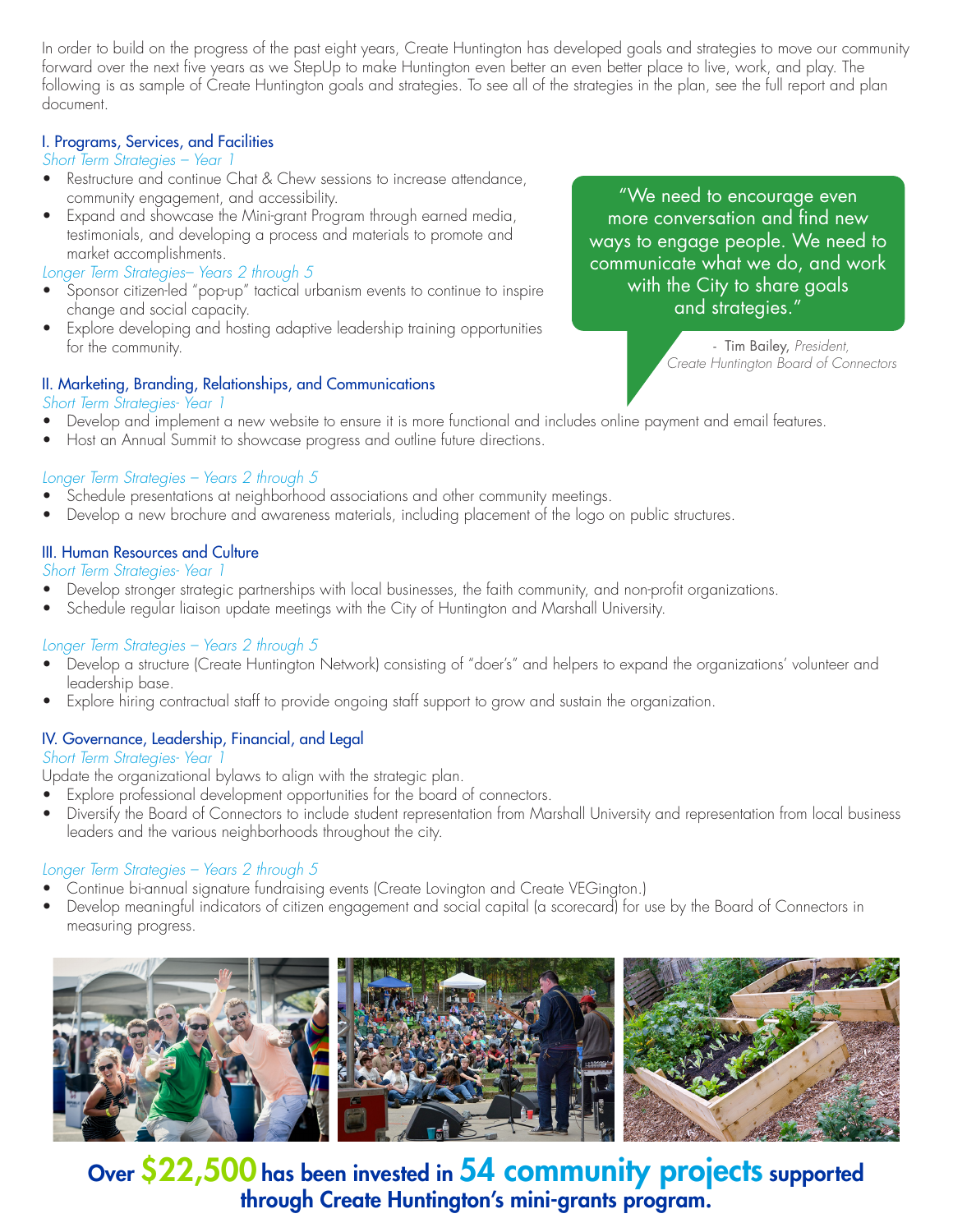In order to build on the progress of the past eight years, Create Huntington has developed goals and strategies to move our community forward over the next five years as we StepUp to make Huntington even better an even better place to live, work, and play. The following is as sample of Create Huntington goals and strategies. To see all of the strategies in the plan, see the full report and plan document.

## I. Programs, Services, and Facilities

*Short Term Strategies – Year 1*

- Restructure and continue Chat & Chew sessions to increase attendance, community engagement, and accessibility.
- Expand and showcase the Mini-grant Program through earned media, testimonials, and developing a process and materials to promote and market accomplishments.

*Longer Term Strategies– Years 2 through 5*

- Sponsor citizen-led "pop-up" tactical urbanism events to continue to inspire change and social capacity.
- Explore developing and hosting adaptive leadership training opportunities for the community.

> "We need to encourage even more conversation and find new ways to engage people. We need to communicate what we do, and work with the City to share goals and strategies."
>
> \- Tim Bailey, *President, Create Huntington Board of Connectors*

## II. Marketing, Branding, Relationships, and Communications

*Short Term Strategies- Year 1*

- Develop and implement a new website to ensure it is more functional and includes online payment and email features.
- Host an Annual Summit to showcase progress and outline future directions.

*Longer Term Strategies – Years 2 through 5*

- Schedule presentations at neighborhood associations and other community meetings.
- Develop a new brochure and awareness materials, including placement of the logo on public structures.

## III. Human Resources and Culture

*Short Term Strategies- Year 1*

- Develop stronger strategic partnerships with local businesses, the faith community, and non-profit organizations.
- Schedule regular liaison update meetings with the City of Huntington and Marshall University.

*Longer Term Strategies – Years 2 through 5*

- Develop a structure (Create Huntington Network) consisting of "doer's" and helpers to expand the organizations' volunteer and leadership base.
- Explore hiring contractual staff to provide ongoing staff support to grow and sustain the organization.

## IV. Governance, Leadership, Financial, and Legal

*Short Term Strategies- Year 1*

Update the organizational bylaws to align with the strategic plan.

- Explore professional development opportunities for the board of connectors.
- Diversify the Board of Connectors to include student representation from Marshall University and representation from local business leaders and the various neighborhoods throughout the city.

*Longer Term Strategies – Years 2 through 5*

- Continue bi-annual signature fundraising events (Create Lovington and Create VEGington.)
- Develop meaningful indicators of citizen engagement and social capital (a scorecard) for use by the Board of Connectors in measuring progress.

**Over $22,500 has been invested in 54 community projects supported through Create Huntington's mini-grants program.**